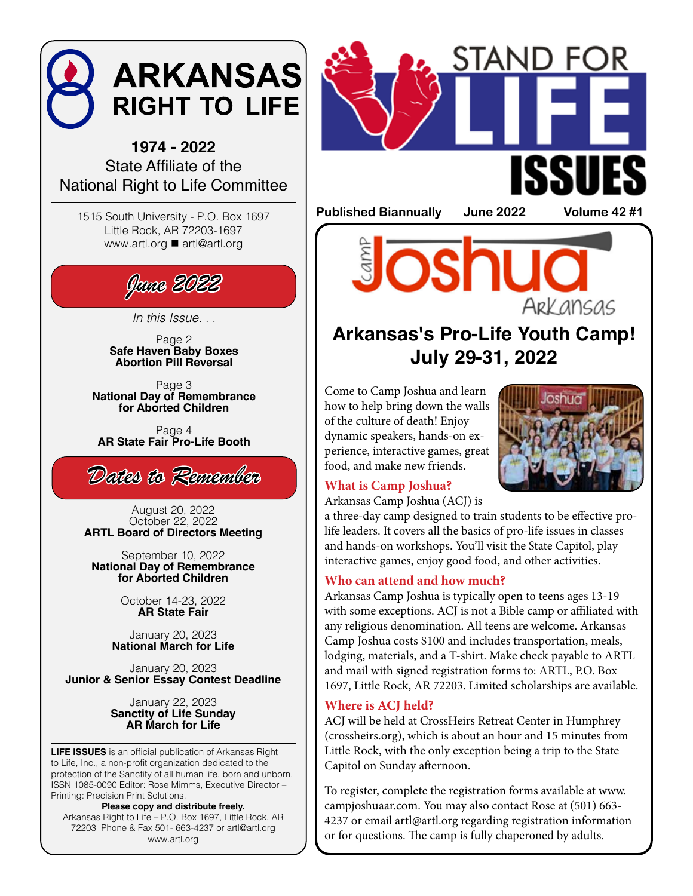# ARKANSAS RIGHT TO LIFE

**1974 - 2022**
State Affiliate of the
National Right to Life Committee

1515 South University - P.O. Box 1697
Little Rock, AR 72203-1697
www.artl.org ■ artl@artl.org

## June 2022

*In this Issue. . .*

Page 2
**Safe Haven Baby Boxes**
**Abortion Pill Reversal**

Page 3
**National Day of Remembrance for Aborted Children**

Page 4
**AR State Fair Pro-Life Booth**

## Dates to Remember

August 20, 2022
October 22, 2022
**ARTL Board of Directors Meeting**

September 10, 2022
**National Day of Remembrance for Aborted Children**

October 14-23, 2022
**AR State Fair**

January 20, 2023
**National March for Life**

January 20, 2023
**Junior & Senior Essay Contest Deadline**

January 22, 2023
**Sanctity of Life Sunday**
**AR March for Life**

**LIFE ISSUES** is an official publication of Arkansas Right to Life, Inc., a non-profit organization dedicated to the protection of the Sanctity of all human life, born and unborn. ISSN 1085-0090 Editor: Rose Mimms, Executive Director – Printing: Precision Print Solutions.

**Please copy and distribute freely.**

Arkansas Right to Life – P.O. Box 1697, Little Rock, AR 72203 Phone & Fax 501- 663-4237 or artl@artl.org www.artl.org

# STAND FOR LIFE ISSUES

**Published Biannually** **June 2022** **Volume 42 #1**

## Camp Joshua Arkansas

## Arkansas's Pro-Life Youth Camp! July 29-31, 2022

Come to Camp Joshua and learn how to help bring down the walls of the culture of death! Enjoy dynamic speakers, hands-on experience, interactive games, great food, and make new friends.

### What is Camp Joshua?

Arkansas Camp Joshua (ACJ) is a three-day camp designed to train students to be effective pro-life leaders. It covers all the basics of pro-life issues in classes and hands-on workshops. You'll visit the State Capitol, play interactive games, enjoy good food, and other activities.

### Who can attend and how much?

Arkansas Camp Joshua is typically open to teens ages 13-19 with some exceptions. ACJ is not a Bible camp or affiliated with any religious denomination. All teens are welcome. Arkansas Camp Joshua costs $100 and includes transportation, meals, lodging, materials, and a T-shirt. Make check payable to ARTL and mail with signed registration forms to: ARTL, P.O. Box 1697, Little Rock, AR 72203. Limited scholarships are available.

### Where is ACJ held?

ACJ will be held at CrossHeirs Retreat Center in Humphrey (crossheirs.org), which is about an hour and 15 minutes from Little Rock, with the only exception being a trip to the State Capitol on Sunday afternoon.

To register, complete the registration forms available at www.campjoshuaar.com. You may also contact Rose at (501) 663-4237 or email artl@artl.org regarding registration information or for questions. The camp is fully chaperoned by adults.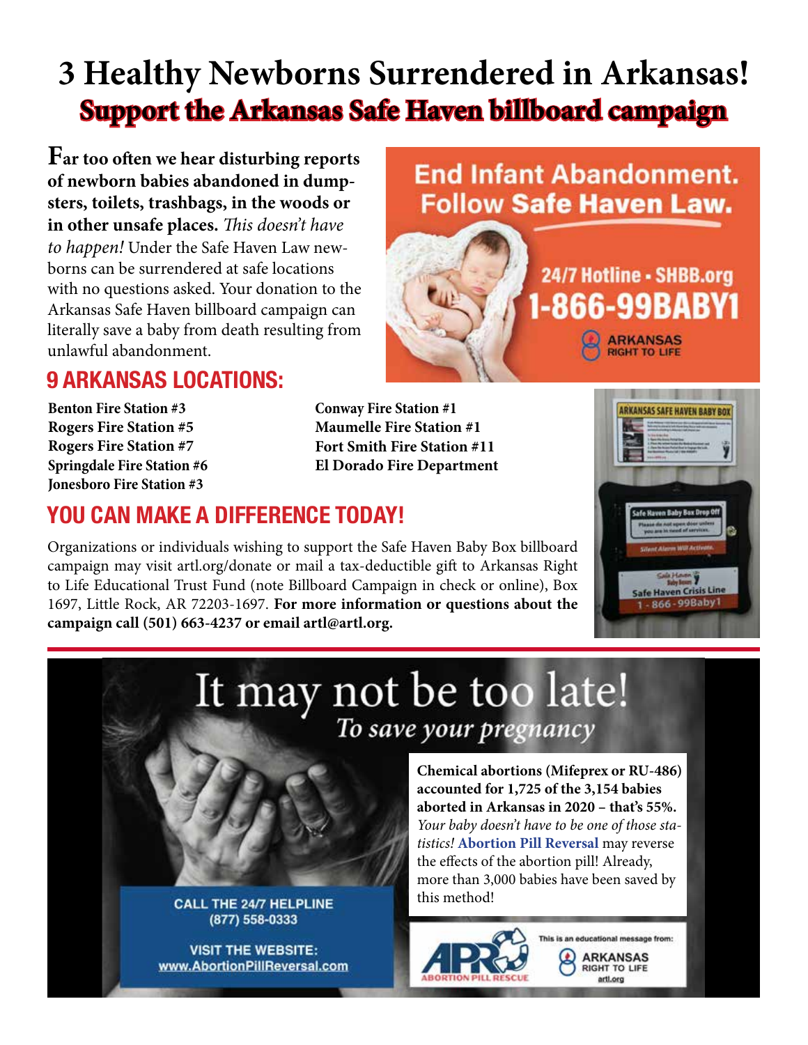# 3 Healthy Newborns Surrendered in Arkansas!

## Support the Arkansas Safe Haven billboard campaign

**Far too often we hear disturbing reports of newborn babies abandoned in dumpsters, toilets, trashbags, in the woods or in other unsafe places.** *This doesn't have to happen!* Under the Safe Haven Law newborns can be surrendered at safe locations with no questions asked. Your donation to the Arkansas Safe Haven billboard campaign can literally save a baby from death resulting from unlawful abandonment.

End Infant Abandonment. Follow **Safe Haven Law.**

24/7 Hotline • SHBB.org
1-866-99BABY1
ARKANSAS RIGHT TO LIFE

## 9 ARKANSAS LOCATIONS:

**Benton Fire Station #3**
**Rogers Fire Station #5**
**Rogers Fire Station #7**
**Springdale Fire Station #6**
**Jonesboro Fire Station #3**
**Conway Fire Station #1**
**Maumelle Fire Station #1**
**Fort Smith Fire Station #11**
**El Dorado Fire Department**

## YOU CAN MAKE A DIFFERENCE TODAY!

Organizations or individuals wishing to support the Safe Haven Baby Box billboard campaign may visit artl.org/donate or mail a tax-deductible gift to Arkansas Right to Life Educational Trust Fund (note Billboard Campaign in check or online), Box 1697, Little Rock, AR 72203-1697. **For more information or questions about the campaign call (501) 663-4237 or email artl@artl.org.**

ARKANSAS SAFE HAVEN BABY BOX
Safe Haven Baby Box Drop Off
Please do not open door unless you are in need of services.
Silent Alarm Will Activate.
Safe Haven Baby Boxes
Safe Haven Crisis Line
1-866-99Baby1

---

# It may not be too late!

*To save your pregnancy*

**Chemical abortions (Mifeprex or RU-486) accounted for 1,725 of the 3,154 babies aborted in Arkansas in 2020 – that's 55%.** *Your baby doesn't have to be one of those statistics!* **Abortion Pill Reversal** may reverse the effects of the abortion pill! Already, more than 3,000 babies have been saved by this method!

CALL THE 24/7 HELPLINE
(877) 558-0333

VISIT THE WEBSITE:
www.AbortionPillReversal.com

APR ABORTION PILL RESCUE

This is an educational message from:
ARKANSAS RIGHT TO LIFE
artl.org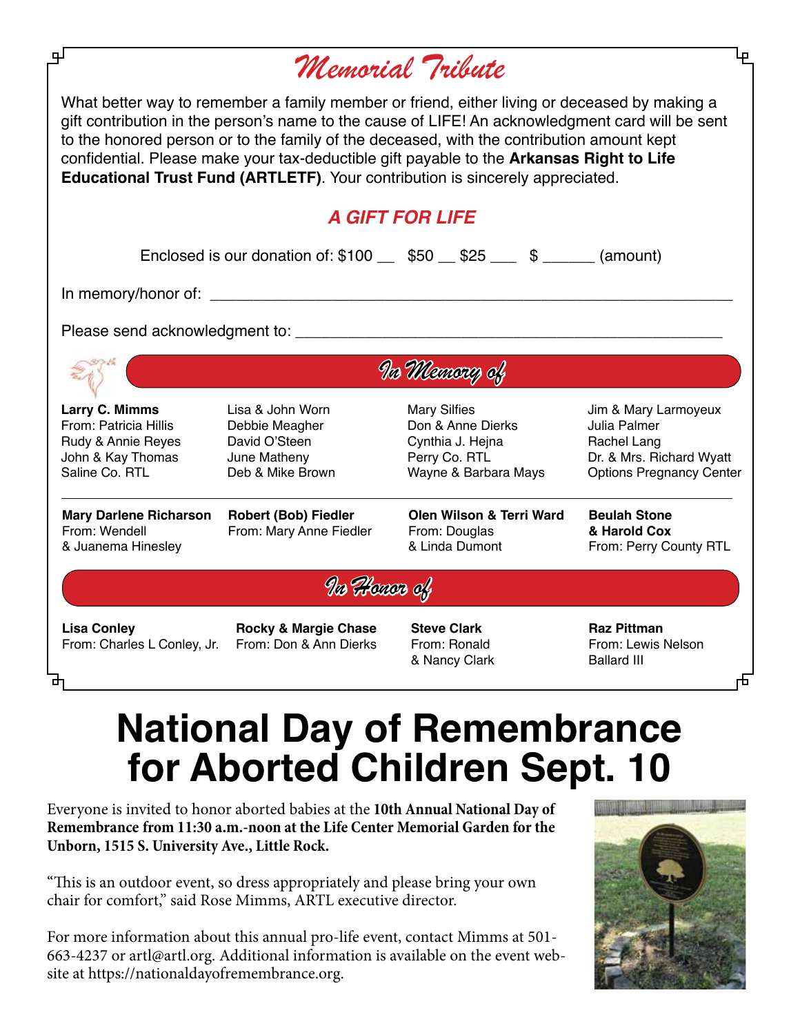# Memorial Tribute

What better way to remember a family member or friend, either living or deceased by making a gift contribution in the person's name to the cause of LIFE! An acknowledgment card will be sent to the honored person or to the family of the deceased, with the contribution amount kept confidential. Please make your tax-deductible gift payable to the **Arkansas Right to Life Educational Trust Fund (ARTLETF)**. Your contribution is sincerely appreciated.

## *A GIFT FOR LIFE*

Enclosed is our donation of: $100 __ $50 __ $25 ___ $ ______ (amount)

In memory/honor of: ____________________________________________

Please send acknowledgment to: ____________________________________

## *In Memory of*

**Larry C. Mimms**
From: Patricia Hillis
Rudy & Annie Reyes
John & Kay Thomas
Saline Co. RTL
Lisa & John Worn
Debbie Meagher
David O'Steen
June Matheny
Deb & Mike Brown
Mary Silfies
Don & Anne Dierks
Cynthia J. Hejna
Perry Co. RTL
Wayne & Barbara Mays
Jim & Mary Larmoyeux
Julia Palmer
Rachel Lang
Dr. & Mrs. Richard Wyatt
Options Pregnancy Center

---

**Mary Darlene Richarson**
From: Wendell & Juanema Hinesley

**Robert (Bob) Fiedler**
From: Mary Anne Fiedler

**Olen Wilson & Terri Ward**
From: Douglas & Linda Dumont

**Beulah Stone & Harold Cox**
From: Perry County RTL

## *In Honor of*

**Lisa Conley**
From: Charles L Conley, Jr.

**Rocky & Margie Chase**
From: Don & Ann Dierks

**Steve Clark**
From: Ronald & Nancy Clark

**Raz Pittman**
From: Lewis Nelson Ballard III

# National Day of Remembrance for Aborted Children Sept. 10

Everyone is invited to honor aborted babies at the **10th Annual National Day of Remembrance from 11:30 a.m.-noon at the Life Center Memorial Garden for the Unborn, 1515 S. University Ave., Little Rock.**

"This is an outdoor event, so dress appropriately and please bring your own chair for comfort," said Rose Mimms, ARTL executive director.

For more information about this annual pro-life event, contact Mimms at 501-663-4237 or artl@artl.org. Additional information is available on the event website at https://nationaldayofremembrance.org.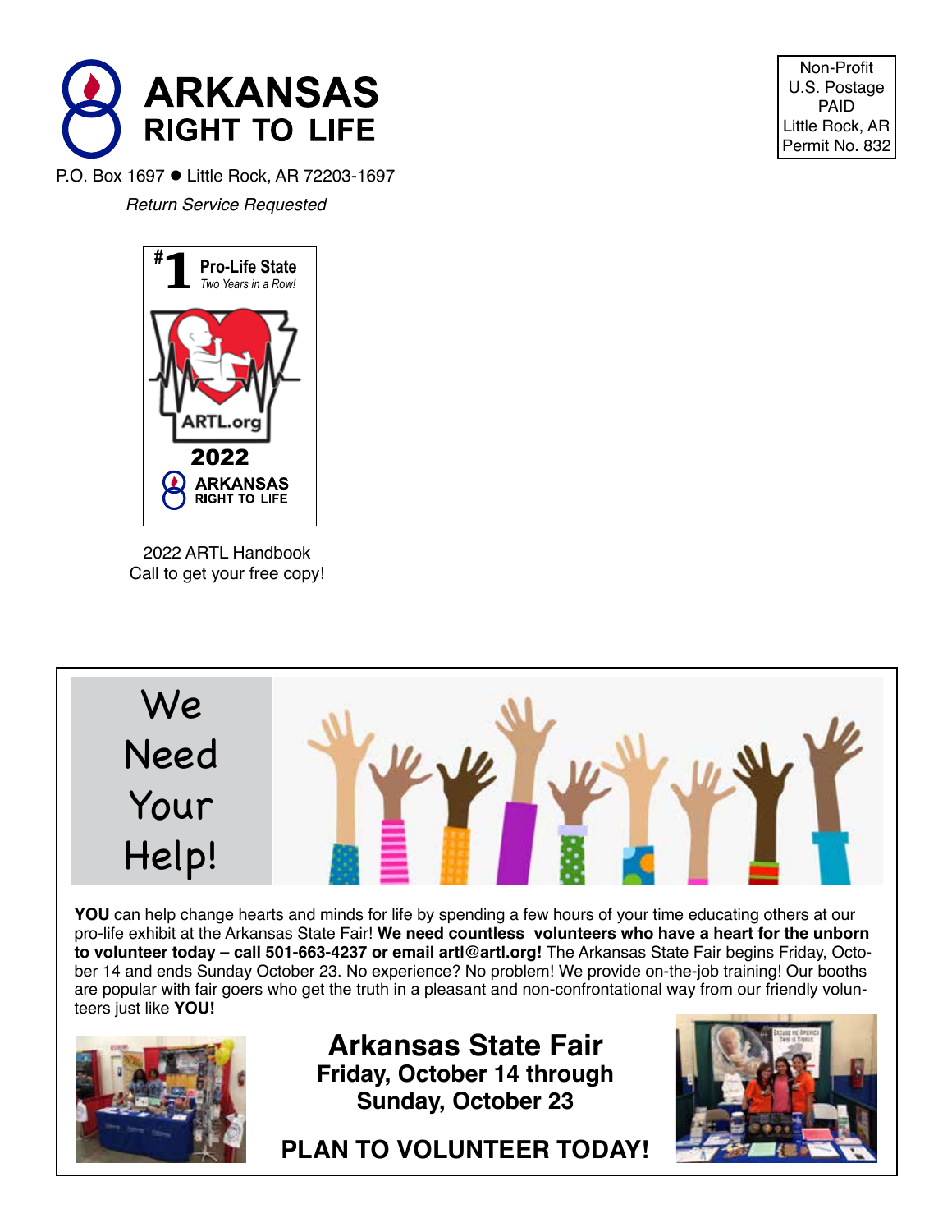# ARKANSAS RIGHT TO LIFE

P.O. Box 1697 ● Little Rock, AR 72203-1697

*Return Service Requested*

Non-Profit
U.S. Postage
PAID
Little Rock, AR
Permit No. 832

**#1 Pro-Life State**
*Two Years in a Row!*

ARTL.org

**2022**

**ARKANSAS RIGHT TO LIFE**

2022 ARTL Handbook
Call to get your free copy!

## We Need Your Help!

**YOU** can help change hearts and minds for life by spending a few hours of your time educating others at our pro-life exhibit at the Arkansas State Fair! **We need countless volunteers who have a heart for the unborn to volunteer today – call 501-663-4237 or email artl@artl.org!** The Arkansas State Fair begins Friday, October 14 and ends Sunday October 23. No experience? No problem! We provide on-the-job training! Our booths are popular with fair goers who get the truth in a pleasant and non-confrontational way from our friendly volunteers just like **YOU!**

## Arkansas State Fair

### Friday, October 14 through Sunday, October 23

## PLAN TO VOLUNTEER TODAY!